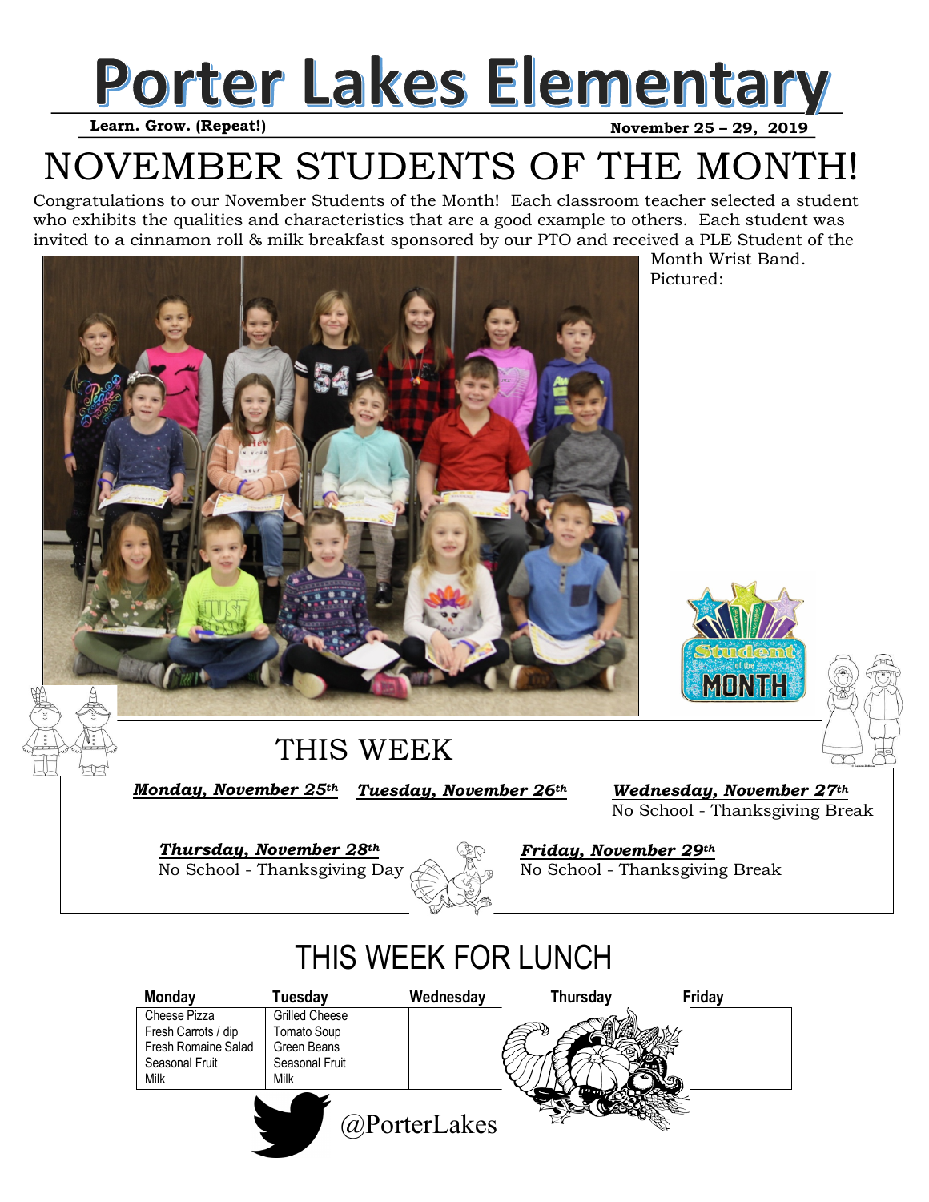# Porter Lakes Elementary

**Learn. Grow. (Repeat!)** **November 25 – 29, 2019**

# NOVEMBER STUDENTS OF THE MONTH!

Congratulations to our November Students of the Month! Each classroom teacher selected a student who exhibits the qualities and characteristics that are a good example to others. Each student was invited to a cinnamon roll & milk breakfast sponsored by our PTO and received a PLE Student of the Month Wrist Band.

Pictured:

## THIS WEEK

***Monday, November 25th***

***Tuesday, November 26th***

***Wednesday, November 27th***
No School - Thanksgiving Break

***Thursday, November 28th***
No School - Thanksgiving Day

***Friday, November 29th***
No School - Thanksgiving Break

## THIS WEEK FOR LUNCH

| Monday | Tuesday | Wednesday | Thursday | Friday |
|---|---|---|---|---|
| Cheese Pizza<br>Fresh Carrots / dip<br>Fresh Romaine Salad<br>Seasonal Fruit<br>Milk | Grilled Cheese<br>Tomato Soup<br>Green Beans<br>Seasonal Fruit<br>Milk | | | |

@PorterLakes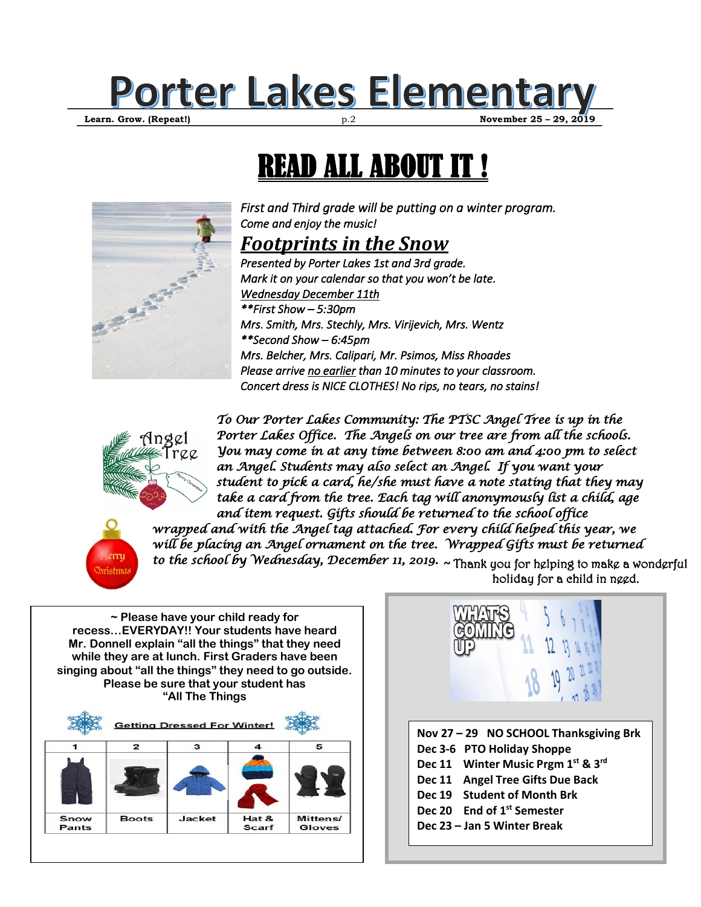# Porter Lakes Elementary

# READ ALL ABOUT IT !

*First and Third grade will be putting on a winter program.*
*Come and enjoy the music!*

## ***Footprints in the Snow***

*Presented by Porter Lakes 1st and 3rd grade.*
*Mark it on your calendar so that you won't be late.*
*Wednesday December 11th*
*\*\*First Show – 5:30pm*
*Mrs. Smith, Mrs. Stechly, Mrs. Virijevich, Mrs. Wentz*
*\*\*Second Show – 6:45pm*
*Mrs. Belcher, Mrs. Calipari, Mr. Psimos, Miss Rhoades*
*Please arrive no earlier than 10 minutes to your classroom.*
*Concert dress is NICE CLOTHES! No rips, no tears, no stains!*

Angel Tree

*To Our Porter Lakes Community: The PTSC Angel Tree is up in the Porter Lakes Office. The Angels on our tree are from all the schools. You may come in at any time between 8:00 am and 4:00 pm to select an Angel. Students may also select an Angel. If you want your student to pick a card, he/she must have a note stating that they may take a card from the tree. Each tag will anonymously list a child, age and item request. Gifts should be returned to the school office wrapped and with the Angel tag attached. For every child helped this year, we will be placing an Angel ornament on the tree. Wrapped Gifts must be returned to the school by Wednesday, December 11, 2019.* ~ Thank you for helping to make a wonderful holiday for a child in need.

**~ Please have your child ready for recess…EVERYDAY!! Your students have heard Mr. Donnell explain "all the things" that they need while they are at lunch. First Graders have been singing about "all the things" they need to go outside. Please be sure that your student has "All The Things"**

Getting Dressed For Winter!

| 1 | 2 | 3 | 4 | 5 |
|---|---|---|---|---|
| Snow Pants | Boots | Jacket | Hat & Scarf | Mittens/ Gloves |

WHAT'S COMING UP

**Nov 27 – 29 NO SCHOOL Thanksgiving Brk**
**Dec 3-6 PTO Holiday Shoppe**
**Dec 11 Winter Music Prgm 1st & 3rd**
**Dec 11 Angel Tree Gifts Due Back**
**Dec 19 Student of Month Brk**
**Dec 20 End of 1st Semester**
**Dec 23 – Jan 5 Winter Break**